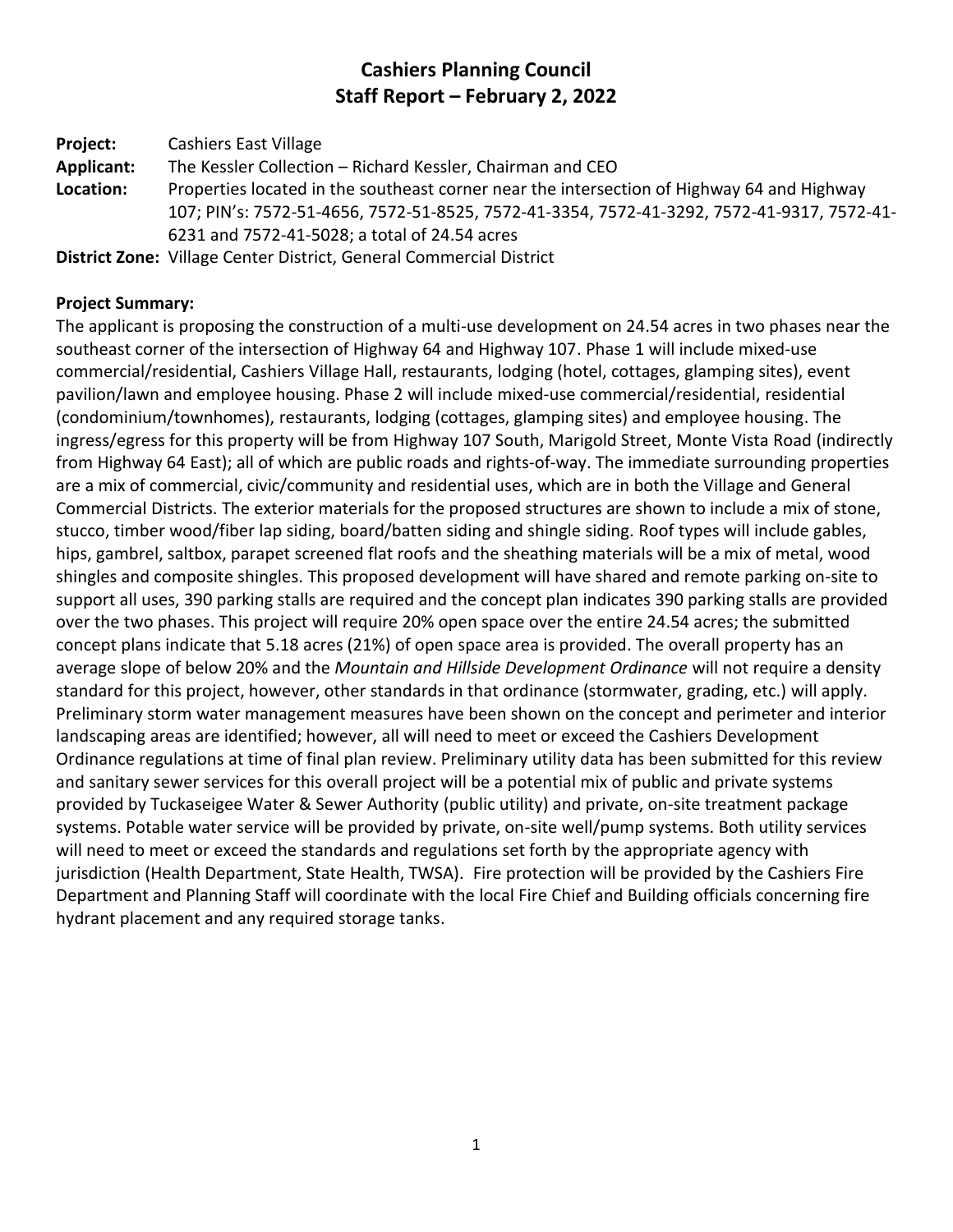# Cashiers Planning Council
## Staff Report – February 2, 2022

**Project:** Cashiers East Village

**Applicant:** The Kessler Collection – Richard Kessler, Chairman and CEO

**Location:** Properties located in the southeast corner near the intersection of Highway 64 and Highway 107; PIN's: 7572-51-4656, 7572-51-8525, 7572-41-3354, 7572-41-3292, 7572-41-9317, 7572-41-6231 and 7572-41-5028; a total of 24.54 acres

**District Zone:** Village Center District, General Commercial District

**Project Summary:**

The applicant is proposing the construction of a multi-use development on 24.54 acres in two phases near the southeast corner of the intersection of Highway 64 and Highway 107. Phase 1 will include mixed-use commercial/residential, Cashiers Village Hall, restaurants, lodging (hotel, cottages, glamping sites), event pavilion/lawn and employee housing. Phase 2 will include mixed-use commercial/residential, residential (condominium/townhomes), restaurants, lodging (cottages, glamping sites) and employee housing. The ingress/egress for this property will be from Highway 107 South, Marigold Street, Monte Vista Road (indirectly from Highway 64 East); all of which are public roads and rights-of-way. The immediate surrounding properties are a mix of commercial, civic/community and residential uses, which are in both the Village and General Commercial Districts. The exterior materials for the proposed structures are shown to include a mix of stone, stucco, timber wood/fiber lap siding, board/batten siding and shingle siding. Roof types will include gables, hips, gambrel, saltbox, parapet screened flat roofs and the sheathing materials will be a mix of metal, wood shingles and composite shingles. This proposed development will have shared and remote parking on-site to support all uses, 390 parking stalls are required and the concept plan indicates 390 parking stalls are provided over the two phases. This project will require 20% open space over the entire 24.54 acres; the submitted concept plans indicate that 5.18 acres (21%) of open space area is provided. The overall property has an average slope of below 20% and the *Mountain and Hillside Development Ordinance* will not require a density standard for this project, however, other standards in that ordinance (stormwater, grading, etc.) will apply. Preliminary storm water management measures have been shown on the concept and perimeter and interior landscaping areas are identified; however, all will need to meet or exceed the Cashiers Development Ordinance regulations at time of final plan review. Preliminary utility data has been submitted for this review and sanitary sewer services for this overall project will be a potential mix of public and private systems provided by Tuckaseigee Water & Sewer Authority (public utility) and private, on-site treatment package systems. Potable water service will be provided by private, on-site well/pump systems. Both utility services will need to meet or exceed the standards and regulations set forth by the appropriate agency with jurisdiction (Health Department, State Health, TWSA). Fire protection will be provided by the Cashiers Fire Department and Planning Staff will coordinate with the local Fire Chief and Building officials concerning fire hydrant placement and any required storage tanks.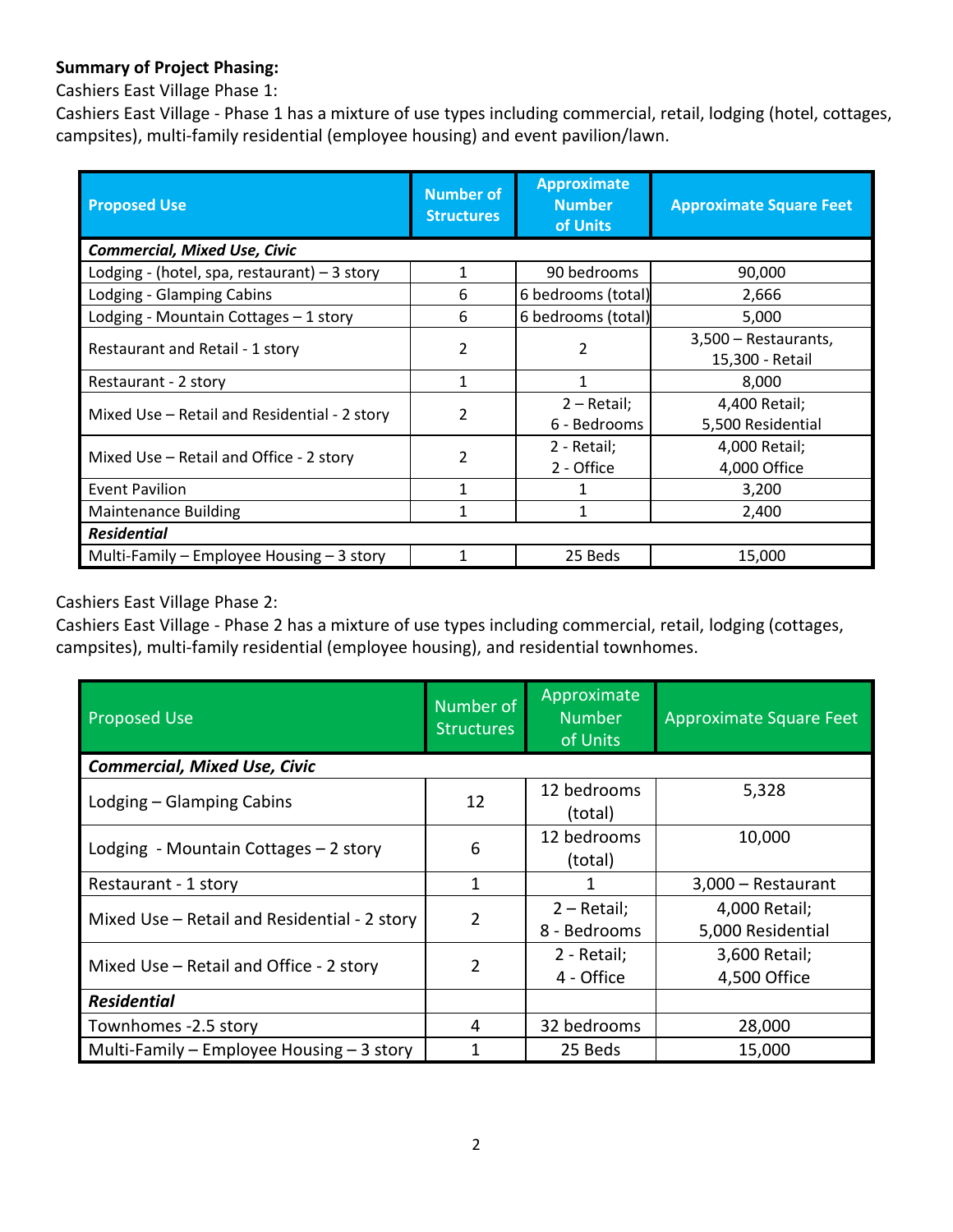**Summary of Project Phasing:**

Cashiers East Village Phase 1:

Cashiers East Village - Phase 1 has a mixture of use types including commercial, retail, lodging (hotel, cottages, campsites), multi-family residential (employee housing) and event pavilion/lawn.

| Proposed Use | Number of Structures | Approximate Number of Units | Approximate Square Feet |
|---|---|---|---|
| ***Commercial, Mixed Use, Civic*** | | | |
| Lodging - (hotel, spa, restaurant) – 3 story | 1 | 90 bedrooms | 90,000 |
| Lodging - Glamping Cabins | 6 | 6 bedrooms (total) | 2,666 |
| Lodging - Mountain Cottages – 1 story | 6 | 6 bedrooms (total) | 5,000 |
| Restaurant and Retail - 1 story | 2 | 2 | 3,500 – Restaurants, 15,300 - Retail |
| Restaurant - 2 story | 1 | 1 | 8,000 |
| Mixed Use – Retail and Residential - 2 story | 2 | 2 – Retail; 6 - Bedrooms | 4,400 Retail; 5,500 Residential |
| Mixed Use – Retail and Office - 2 story | 2 | 2 - Retail; 2 - Office | 4,000 Retail; 4,000 Office |
| Event Pavilion | 1 | 1 | 3,200 |
| Maintenance Building | 1 | 1 | 2,400 |
| ***Residential*** | | | |
| Multi-Family – Employee Housing – 3 story | 1 | 25 Beds | 15,000 |

Cashiers East Village Phase 2:

Cashiers East Village - Phase 2 has a mixture of use types including commercial, retail, lodging (cottages, campsites), multi-family residential (employee housing), and residential townhomes.

| Proposed Use | Number of Structures | Approximate Number of Units | Approximate Square Feet |
|---|---|---|---|
| ***Commercial, Mixed Use, Civic*** | | | |
| Lodging – Glamping Cabins | 12 | 12 bedrooms (total) | 5,328 |
| Lodging - Mountain Cottages – 2 story | 6 | 12 bedrooms (total) | 10,000 |
| Restaurant - 1 story | 1 | 1 | 3,000 – Restaurant |
| Mixed Use – Retail and Residential - 2 story | 2 | 2 – Retail; 8 - Bedrooms | 4,000 Retail; 5,000 Residential |
| Mixed Use – Retail and Office - 2 story | 2 | 2 - Retail; 4 - Office | 3,600 Retail; 4,500 Office |
| ***Residential*** | | | |
| Townhomes -2.5 story | 4 | 32 bedrooms | 28,000 |
| Multi-Family – Employee Housing – 3 story | 1 | 25 Beds | 15,000 |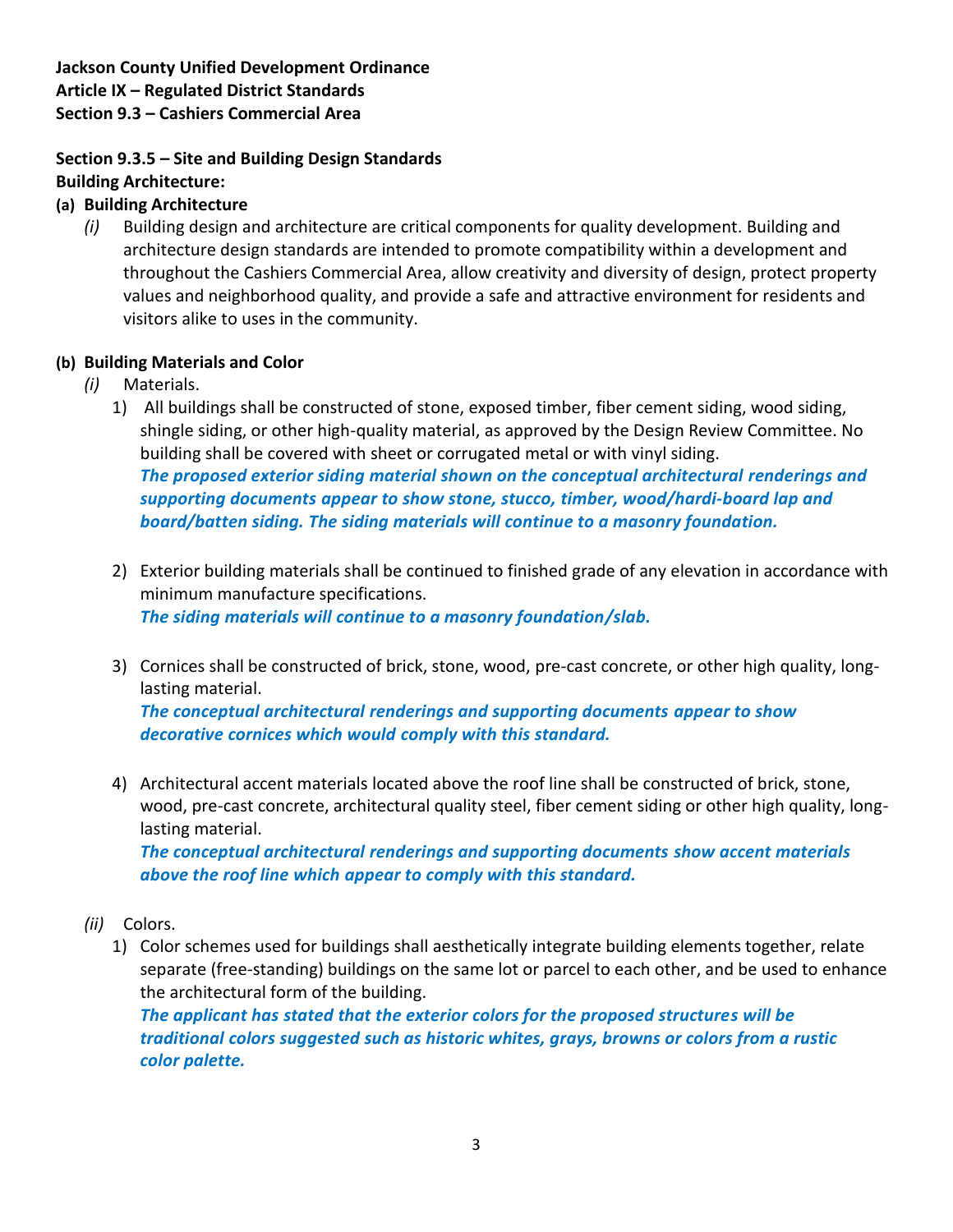**Jackson County Unified Development Ordinance**
**Article IX – Regulated District Standards**
**Section 9.3 – Cashiers Commercial Area**

**Section 9.3.5 – Site and Building Design Standards**
**Building Architecture:**

**(a) Building Architecture**

*(i)* Building design and architecture are critical components for quality development. Building and architecture design standards are intended to promote compatibility within a development and throughout the Cashiers Commercial Area, allow creativity and diversity of design, protect property values and neighborhood quality, and provide a safe and attractive environment for residents and visitors alike to uses in the community.

**(b) Building Materials and Color**

*(i)* Materials.

1) All buildings shall be constructed of stone, exposed timber, fiber cement siding, wood siding, shingle siding, or other high-quality material, as approved by the Design Review Committee. No building shall be covered with sheet or corrugated metal or with vinyl siding.
***The proposed exterior siding material shown on the conceptual architectural renderings and supporting documents appear to show stone, stucco, timber, wood/hardi-board lap and board/batten siding. The siding materials will continue to a masonry foundation.***

2) Exterior building materials shall be continued to finished grade of any elevation in accordance with minimum manufacture specifications.
***The siding materials will continue to a masonry foundation/slab.***

3) Cornices shall be constructed of brick, stone, wood, pre-cast concrete, or other high quality, long-lasting material.
***The conceptual architectural renderings and supporting documents appear to show decorative cornices which would comply with this standard.***

4) Architectural accent materials located above the roof line shall be constructed of brick, stone, wood, pre-cast concrete, architectural quality steel, fiber cement siding or other high quality, long-lasting material.
***The conceptual architectural renderings and supporting documents show accent materials above the roof line which appear to comply with this standard.***

*(ii)* Colors.

1) Color schemes used for buildings shall aesthetically integrate building elements together, relate separate (free-standing) buildings on the same lot or parcel to each other, and be used to enhance the architectural form of the building.
***The applicant has stated that the exterior colors for the proposed structures will be traditional colors suggested such as historic whites, grays, browns or colors from a rustic color palette.***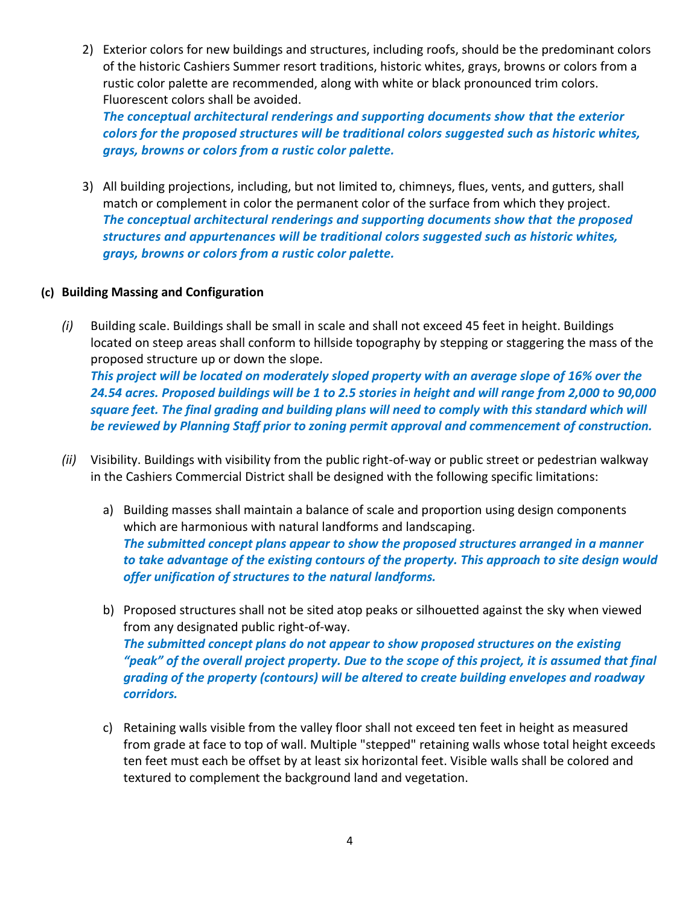2) Exterior colors for new buildings and structures, including roofs, should be the predominant colors of the historic Cashiers Summer resort traditions, historic whites, grays, browns or colors from a rustic color palette are recommended, along with white or black pronounced trim colors. Fluorescent colors shall be avoided.
   ***The conceptual architectural renderings and supporting documents show that the exterior colors for the proposed structures will be traditional colors suggested such as historic whites, grays, browns or colors from a rustic color palette.***

3) All building projections, including, but not limited to, chimneys, flues, vents, and gutters, shall match or complement in color the permanent color of the surface from which they project.
   ***The conceptual architectural renderings and supporting documents show that the proposed structures and appurtenances will be traditional colors suggested such as historic whites, grays, browns or colors from a rustic color palette.***

**(c) Building Massing and Configuration**

*(i)* Building scale. Buildings shall be small in scale and shall not exceed 45 feet in height. Buildings located on steep areas shall conform to hillside topography by stepping or staggering the mass of the proposed structure up or down the slope.
***This project will be located on moderately sloped property with an average slope of 16% over the 24.54 acres. Proposed buildings will be 1 to 2.5 stories in height and will range from 2,000 to 90,000 square feet. The final grading and building plans will need to comply with this standard which will be reviewed by Planning Staff prior to zoning permit approval and commencement of construction.***

*(ii)* Visibility. Buildings with visibility from the public right-of-way or public street or pedestrian walkway in the Cashiers Commercial District shall be designed with the following specific limitations:

a) Building masses shall maintain a balance of scale and proportion using design components which are harmonious with natural landforms and landscaping.
   ***The submitted concept plans appear to show the proposed structures arranged in a manner to take advantage of the existing contours of the property. This approach to site design would offer unification of structures to the natural landforms.***

b) Proposed structures shall not be sited atop peaks or silhouetted against the sky when viewed from any designated public right-of-way.
   ***The submitted concept plans do not appear to show proposed structures on the existing "peak" of the overall project property. Due to the scope of this project, it is assumed that final grading of the property (contours) will be altered to create building envelopes and roadway corridors.***

c) Retaining walls visible from the valley floor shall not exceed ten feet in height as measured from grade at face to top of wall. Multiple "stepped" retaining walls whose total height exceeds ten feet must each be offset by at least six horizontal feet. Visible walls shall be colored and textured to complement the background land and vegetation.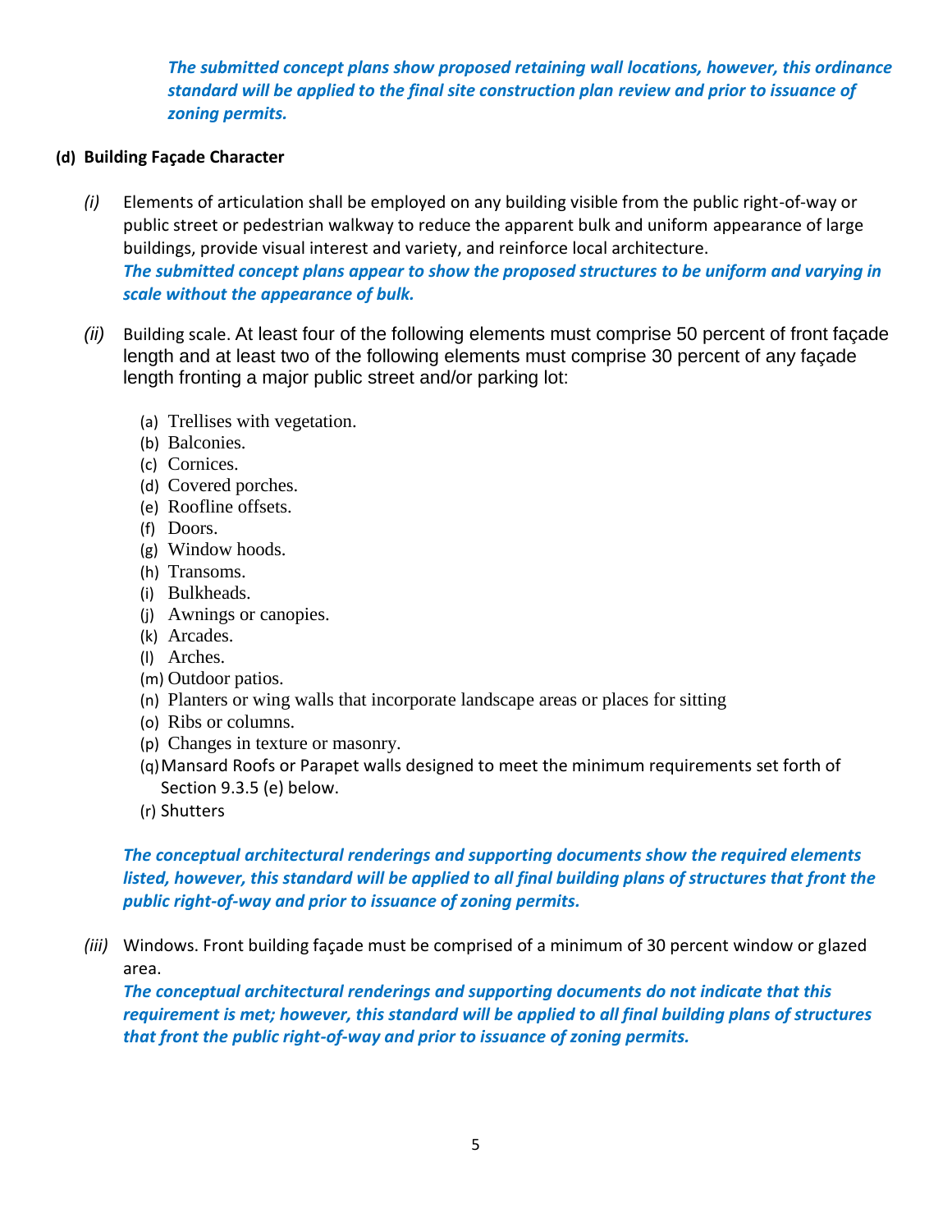***The submitted concept plans show proposed retaining wall locations, however, this ordinance standard will be applied to the final site construction plan review and prior to issuance of zoning permits.***

**(d) Building Façade Character**

*(i)* Elements of articulation shall be employed on any building visible from the public right-of-way or public street or pedestrian walkway to reduce the apparent bulk and uniform appearance of large buildings, provide visual interest and variety, and reinforce local architecture.
***The submitted concept plans appear to show the proposed structures to be uniform and varying in scale without the appearance of bulk.***

*(ii)* Building scale. At least four of the following elements must comprise 50 percent of front façade length and at least two of the following elements must comprise 30 percent of any façade length fronting a major public street and/or parking lot:

(a) Trellises with vegetation.
(b) Balconies.
(c) Cornices.
(d) Covered porches.
(e) Roofline offsets.
(f) Doors.
(g) Window hoods.
(h) Transoms.
(i) Bulkheads.
(j) Awnings or canopies.
(k) Arcades.
(l) Arches.
(m) Outdoor patios.
(n) Planters or wing walls that incorporate landscape areas or places for sitting
(o) Ribs or columns.
(p) Changes in texture or masonry.
(q) Mansard Roofs or Parapet walls designed to meet the minimum requirements set forth of Section 9.3.5 (e) below.
(r) Shutters

***The conceptual architectural renderings and supporting documents show the required elements listed, however, this standard will be applied to all final building plans of structures that front the public right-of-way and prior to issuance of zoning permits.***

*(iii)* Windows. Front building façade must be comprised of a minimum of 30 percent window or glazed area.
***The conceptual architectural renderings and supporting documents do not indicate that this requirement is met; however, this standard will be applied to all final building plans of structures that front the public right-of-way and prior to issuance of zoning permits.***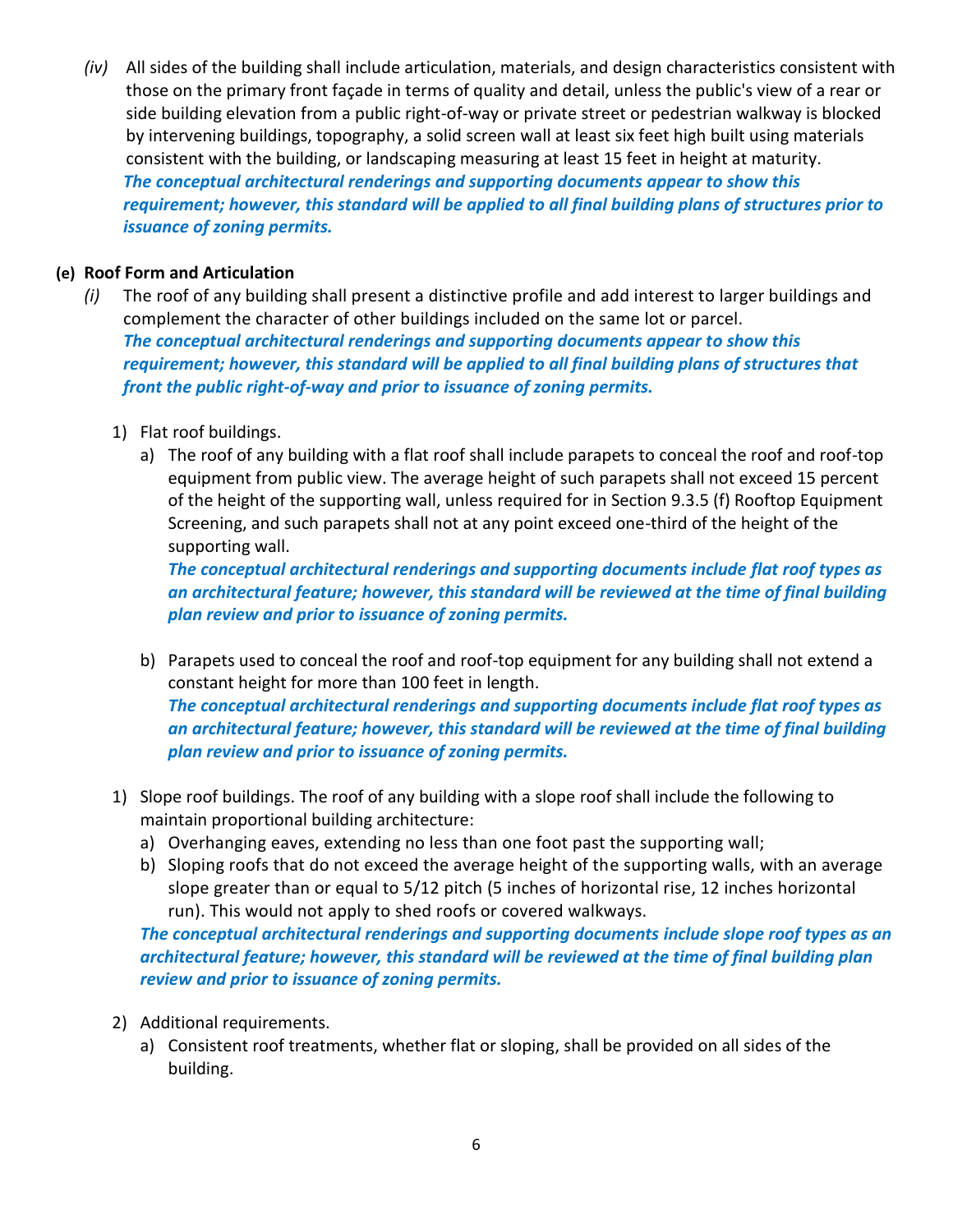*(iv)* All sides of the building shall include articulation, materials, and design characteristics consistent with those on the primary front façade in terms of quality and detail, unless the public's view of a rear or side building elevation from a public right-of-way or private street or pedestrian walkway is blocked by intervening buildings, topography, a solid screen wall at least six feet high built using materials consistent with the building, or landscaping measuring at least 15 feet in height at maturity.
***The conceptual architectural renderings and supporting documents appear to show this requirement; however, this standard will be applied to all final building plans of structures prior to issuance of zoning permits.***

**(e) Roof Form and Articulation**

*(i)* The roof of any building shall present a distinctive profile and add interest to larger buildings and complement the character of other buildings included on the same lot or parcel.
***The conceptual architectural renderings and supporting documents appear to show this requirement; however, this standard will be applied to all final building plans of structures that front the public right-of-way and prior to issuance of zoning permits.***

1) Flat roof buildings.
   a) The roof of any building with a flat roof shall include parapets to conceal the roof and roof-top equipment from public view. The average height of such parapets shall not exceed 15 percent of the height of the supporting wall, unless required for in Section 9.3.5 (f) Rooftop Equipment Screening, and such parapets shall not at any point exceed one-third of the height of the supporting wall.
   ***The conceptual architectural renderings and supporting documents include flat roof types as an architectural feature; however, this standard will be reviewed at the time of final building plan review and prior to issuance of zoning permits.***

   b) Parapets used to conceal the roof and roof-top equipment for any building shall not extend a constant height for more than 100 feet in length.
   ***The conceptual architectural renderings and supporting documents include flat roof types as an architectural feature; however, this standard will be reviewed at the time of final building plan review and prior to issuance of zoning permits.***

1) Slope roof buildings. The roof of any building with a slope roof shall include the following to maintain proportional building architecture:
   a) Overhanging eaves, extending no less than one foot past the supporting wall;
   b) Sloping roofs that do not exceed the average height of the supporting walls, with an average slope greater than or equal to 5/12 pitch (5 inches of horizontal rise, 12 inches horizontal run). This would not apply to shed roofs or covered walkways.

   ***The conceptual architectural renderings and supporting documents include slope roof types as an architectural feature; however, this standard will be reviewed at the time of final building plan review and prior to issuance of zoning permits.***

2) Additional requirements.
   a) Consistent roof treatments, whether flat or sloping, shall be provided on all sides of the building.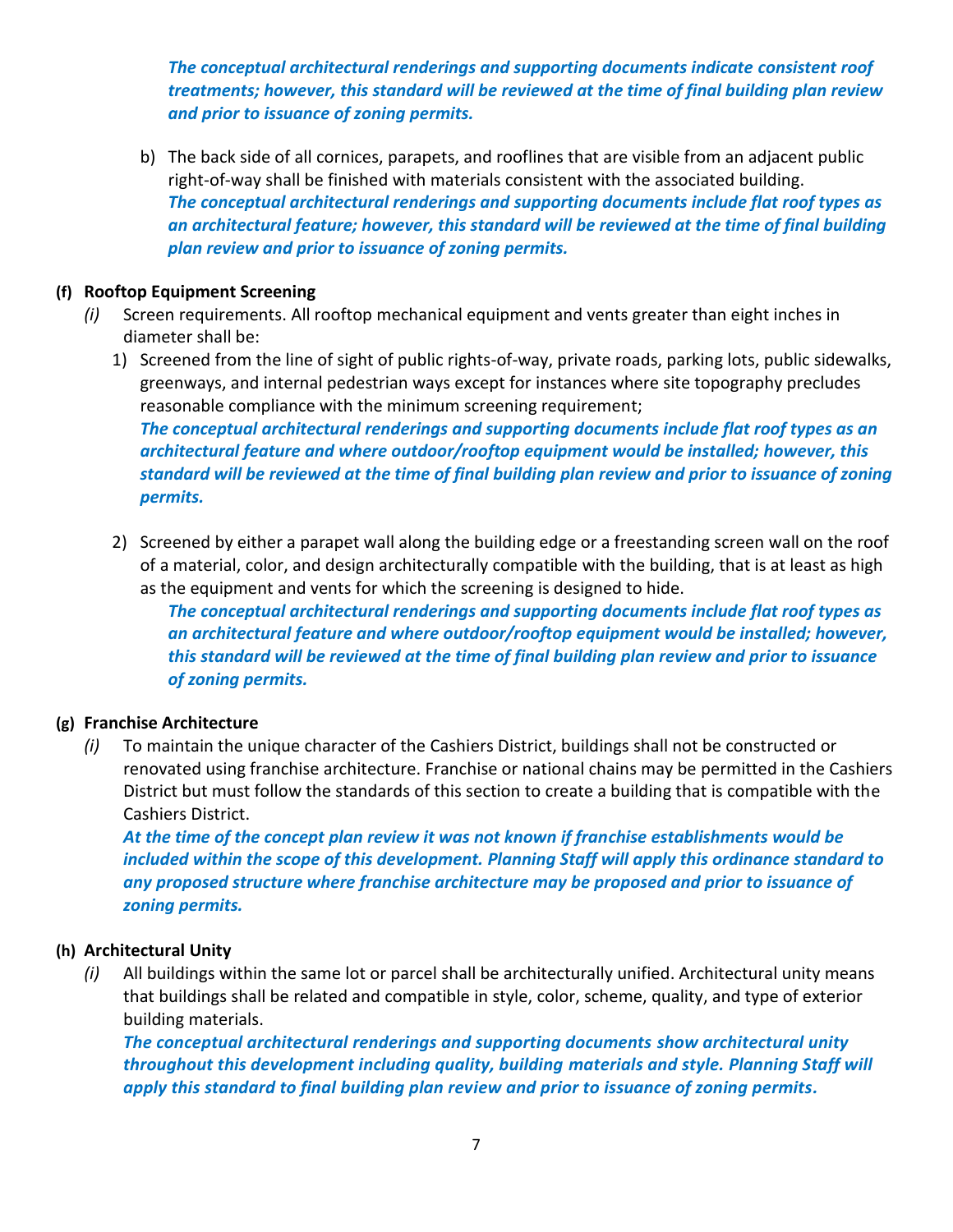***The conceptual architectural renderings and supporting documents indicate consistent roof treatments; however, this standard will be reviewed at the time of final building plan review and prior to issuance of zoning permits.***

b) The back side of all cornices, parapets, and rooflines that are visible from an adjacent public right-of-way shall be finished with materials consistent with the associated building.
***The conceptual architectural renderings and supporting documents include flat roof types as an architectural feature; however, this standard will be reviewed at the time of final building plan review and prior to issuance of zoning permits.***

**(f) Rooftop Equipment Screening**

*(i)* Screen requirements. All rooftop mechanical equipment and vents greater than eight inches in diameter shall be:

1) Screened from the line of sight of public rights-of-way, private roads, parking lots, public sidewalks, greenways, and internal pedestrian ways except for instances where site topography precludes reasonable compliance with the minimum screening requirement;
***The conceptual architectural renderings and supporting documents include flat roof types as an architectural feature and where outdoor/rooftop equipment would be installed; however, this standard will be reviewed at the time of final building plan review and prior to issuance of zoning permits.***

2) Screened by either a parapet wall along the building edge or a freestanding screen wall on the roof of a material, color, and design architecturally compatible with the building, that is at least as high as the equipment and vents for which the screening is designed to hide.
***The conceptual architectural renderings and supporting documents include flat roof types as an architectural feature and where outdoor/rooftop equipment would be installed; however, this standard will be reviewed at the time of final building plan review and prior to issuance of zoning permits.***

**(g) Franchise Architecture**

*(i)* To maintain the unique character of the Cashiers District, buildings shall not be constructed or renovated using franchise architecture. Franchise or national chains may be permitted in the Cashiers District but must follow the standards of this section to create a building that is compatible with the Cashiers District.
***At the time of the concept plan review it was not known if franchise establishments would be included within the scope of this development. Planning Staff will apply this ordinance standard to any proposed structure where franchise architecture may be proposed and prior to issuance of zoning permits.***

**(h) Architectural Unity**

*(i)* All buildings within the same lot or parcel shall be architecturally unified. Architectural unity means that buildings shall be related and compatible in style, color, scheme, quality, and type of exterior building materials.
***The conceptual architectural renderings and supporting documents show architectural unity throughout this development including quality, building materials and style. Planning Staff will apply this standard to final building plan review and prior to issuance of zoning permits.***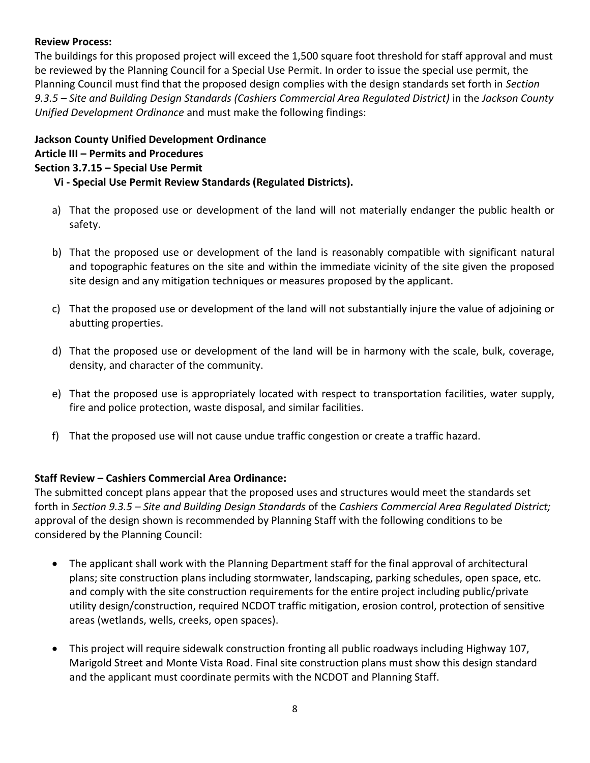**Review Process:**

The buildings for this proposed project will exceed the 1,500 square foot threshold for staff approval and must be reviewed by the Planning Council for a Special Use Permit. In order to issue the special use permit, the Planning Council must find that the proposed design complies with the design standards set forth in *Section 9.3.5 – Site and Building Design Standards (Cashiers Commercial Area Regulated District)* in the *Jackson County Unified Development Ordinance* and must make the following findings:

**Jackson County Unified Development Ordinance**
**Article III – Permits and Procedures**
**Section 3.7.15 – Special Use Permit**
**Vi - Special Use Permit Review Standards (Regulated Districts).**

a) That the proposed use or development of the land will not materially endanger the public health or safety.

b) That the proposed use or development of the land is reasonably compatible with significant natural and topographic features on the site and within the immediate vicinity of the site given the proposed site design and any mitigation techniques or measures proposed by the applicant.

c) That the proposed use or development of the land will not substantially injure the value of adjoining or abutting properties.

d) That the proposed use or development of the land will be in harmony with the scale, bulk, coverage, density, and character of the community.

e) That the proposed use is appropriately located with respect to transportation facilities, water supply, fire and police protection, waste disposal, and similar facilities.

f) That the proposed use will not cause undue traffic congestion or create a traffic hazard.

**Staff Review – Cashiers Commercial Area Ordinance:**

The submitted concept plans appear that the proposed uses and structures would meet the standards set forth in *Section 9.3.5 – Site and Building Design Standards* of the *Cashiers Commercial Area Regulated District;* approval of the design shown is recommended by Planning Staff with the following conditions to be considered by the Planning Council:

- The applicant shall work with the Planning Department staff for the final approval of architectural plans; site construction plans including stormwater, landscaping, parking schedules, open space, etc. and comply with the site construction requirements for the entire project including public/private utility design/construction, required NCDOT traffic mitigation, erosion control, protection of sensitive areas (wetlands, wells, creeks, open spaces).

- This project will require sidewalk construction fronting all public roadways including Highway 107, Marigold Street and Monte Vista Road. Final site construction plans must show this design standard and the applicant must coordinate permits with the NCDOT and Planning Staff.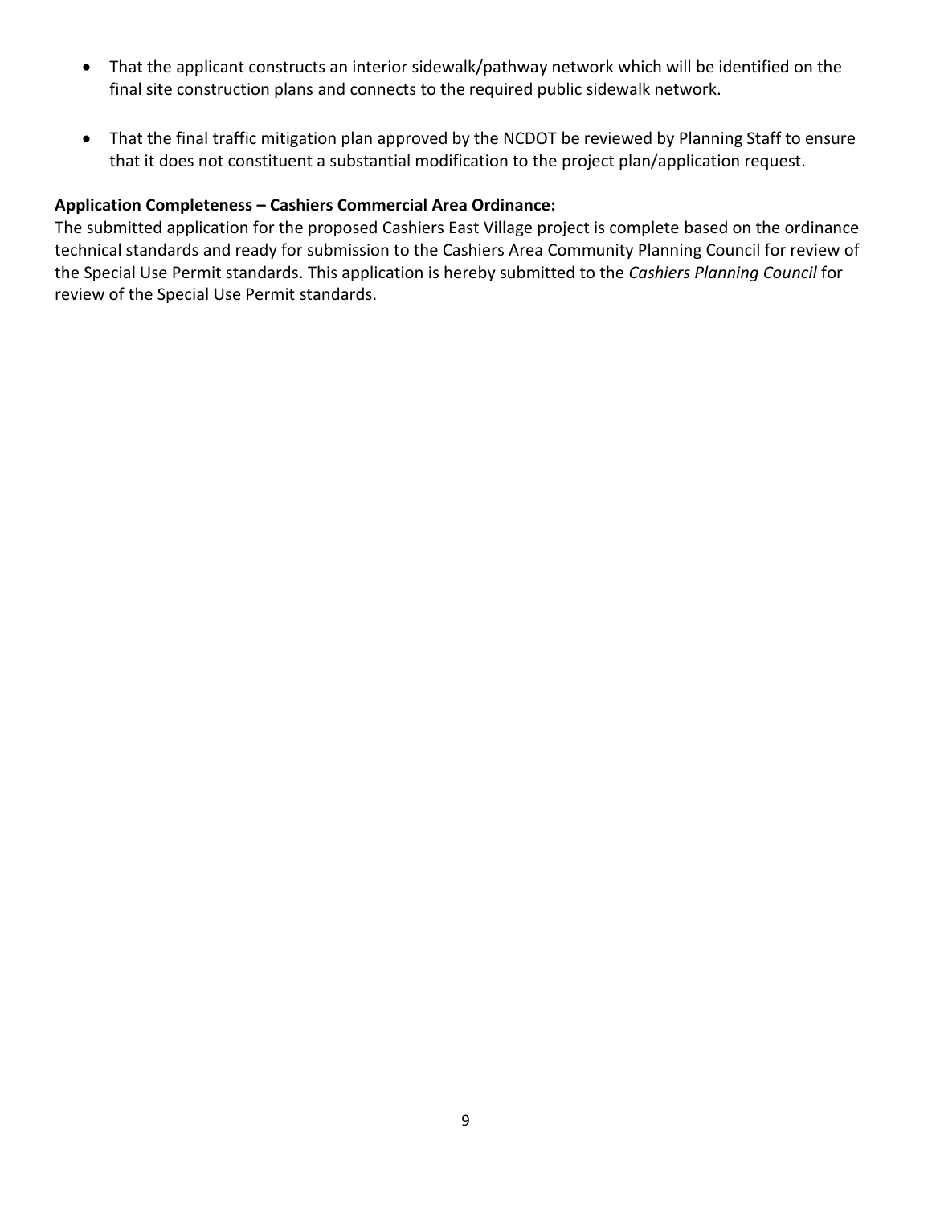- That the applicant constructs an interior sidewalk/pathway network which will be identified on the final site construction plans and connects to the required public sidewalk network.

- That the final traffic mitigation plan approved by the NCDOT be reviewed by Planning Staff to ensure that it does not constituent a substantial modification to the project plan/application request.

**Application Completeness – Cashiers Commercial Area Ordinance:**
The submitted application for the proposed Cashiers East Village project is complete based on the ordinance technical standards and ready for submission to the Cashiers Area Community Planning Council for review of the Special Use Permit standards. This application is hereby submitted to the *Cashiers Planning Council* for review of the Special Use Permit standards.